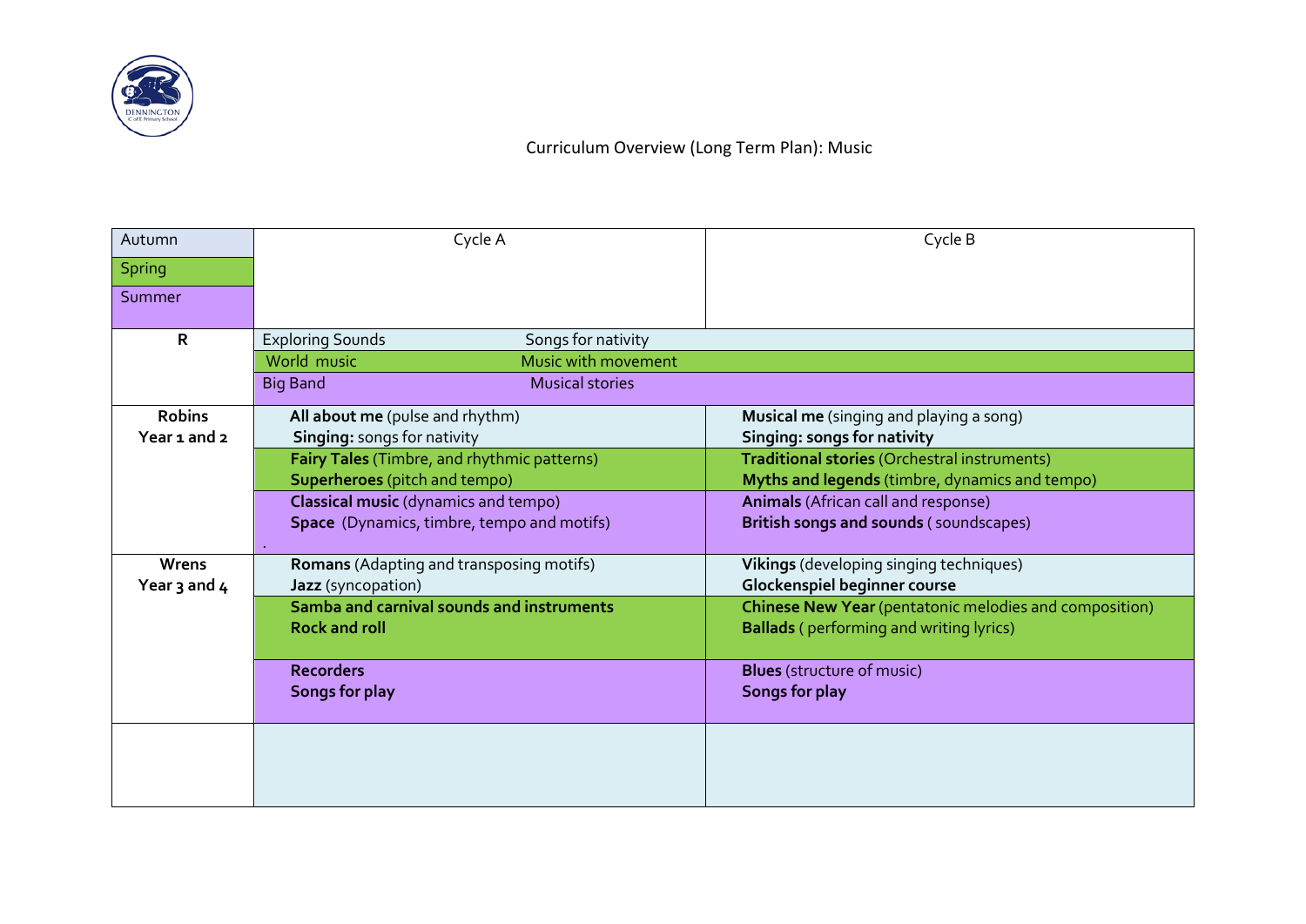# Curriculum Overview (Long Term Plan): Music

| Autumn / Spring / Summer | Cycle A | Cycle B |
|---|---|---|
| **R** (Autumn) | Exploring Sounds — Songs for nativity | |
| (Spring) | World music — Music with movement | |
| (Summer) | Big Band — Musical stories | |
| **Robins Year 1 and 2** (Autumn) | **All about me** (pulse and rhythm)<br>**Singing:** songs for nativity | **Musical me** (singing and playing a song)<br>**Singing: songs for nativity** |
| (Spring) | **Fairy Tales** (Timbre, and rhythmic patterns)<br>**Superheroes** (pitch and tempo) | **Traditional stories** (Orchestral instruments)<br>**Myths and legends** (timbre, dynamics and tempo) |
| (Summer) | **Classical music** (dynamics and tempo)<br>**Space** (Dynamics, timbre, tempo and motifs)<br>. | **Animals** (African call and response)<br>**British songs and sounds** ( soundscapes) |
| **Wrens Year 3 and 4** (Autumn) | **Romans** (Adapting and transposing motifs)<br>**Jazz** (syncopation) | **Vikings** (developing singing techniques)<br>**Glockenspiel beginner course** |
| (Spring) | **Samba and carnival sounds and instruments**<br>**Rock and roll** | **Chinese New Year** (pentatonic melodies and composition)<br>**Ballads** ( performing and writing lyrics) |
| (Summer) | **Recorders**<br>**Songs for play** | **Blues** (structure of music)<br>**Songs for play** |
| | | |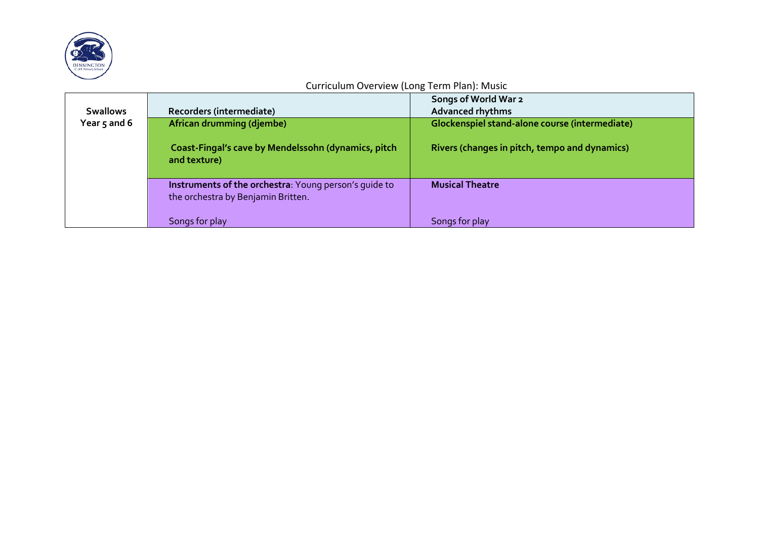Curriculum Overview (Long Term Plan): Music

| | | |
|---|---|---|
| **Swallows Year 5 and 6** | **Recorders (intermediate)** | **Songs of World War 2** <br> **Advanced rhythms** |
| | **African drumming (djembe)** <br><br> **Coast-Fingal's cave by Mendelssohn (dynamics, pitch and texture)** | **Glockenspiel stand-alone course (intermediate)** <br><br> **Rivers (changes in pitch, tempo and dynamics)** |
| | **Instruments of the orchestra**: Young person's guide to the orchestra by Benjamin Britten. <br><br> Songs for play | **Musical Theatre** <br><br> Songs for play |